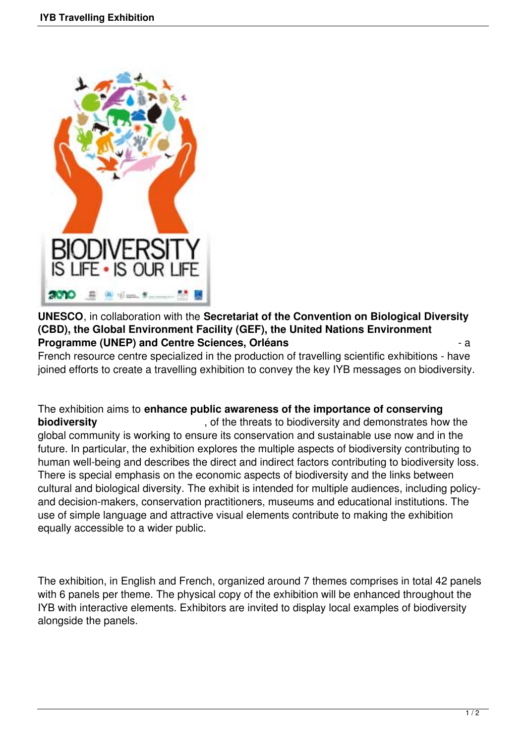**UNESCO**, in collaboration with the **Secretariat of the Convention on Biological Diversity (CBD), the Global Environment Facility (GEF), the United Nations Environment Programme (UNEP) and Centre Sciences, Orléans** - a French resource centre specialized in the production of travelling scientific exhibitions - have joined efforts to create a travelling exhibition to convey the key IYB messages on biodiversity.

The exhibition aims to **enhance public awareness of the importance of conserving biodiversity**, of the threats to biodiversity and demonstrates how the global community is working to ensure its conservation and sustainable use now and in the future. In particular, the exhibition explores the multiple aspects of biodiversity contributing to human well-being and describes the direct and indirect factors contributing to biodiversity loss. There is special emphasis on the economic aspects of biodiversity and the links between cultural and biological diversity. The exhibit is intended for multiple audiences, including policy- and decision-makers, conservation practitioners, museums and educational institutions. The use of simple language and attractive visual elements contribute to making the exhibition equally accessible to a wider public.

The exhibition, in English and French, organized around 7 themes comprises in total 42 panels with 6 panels per theme. The physical copy of the exhibition will be enhanced throughout the IYB with interactive elements. Exhibitors are invited to display local examples of biodiversity alongside the panels.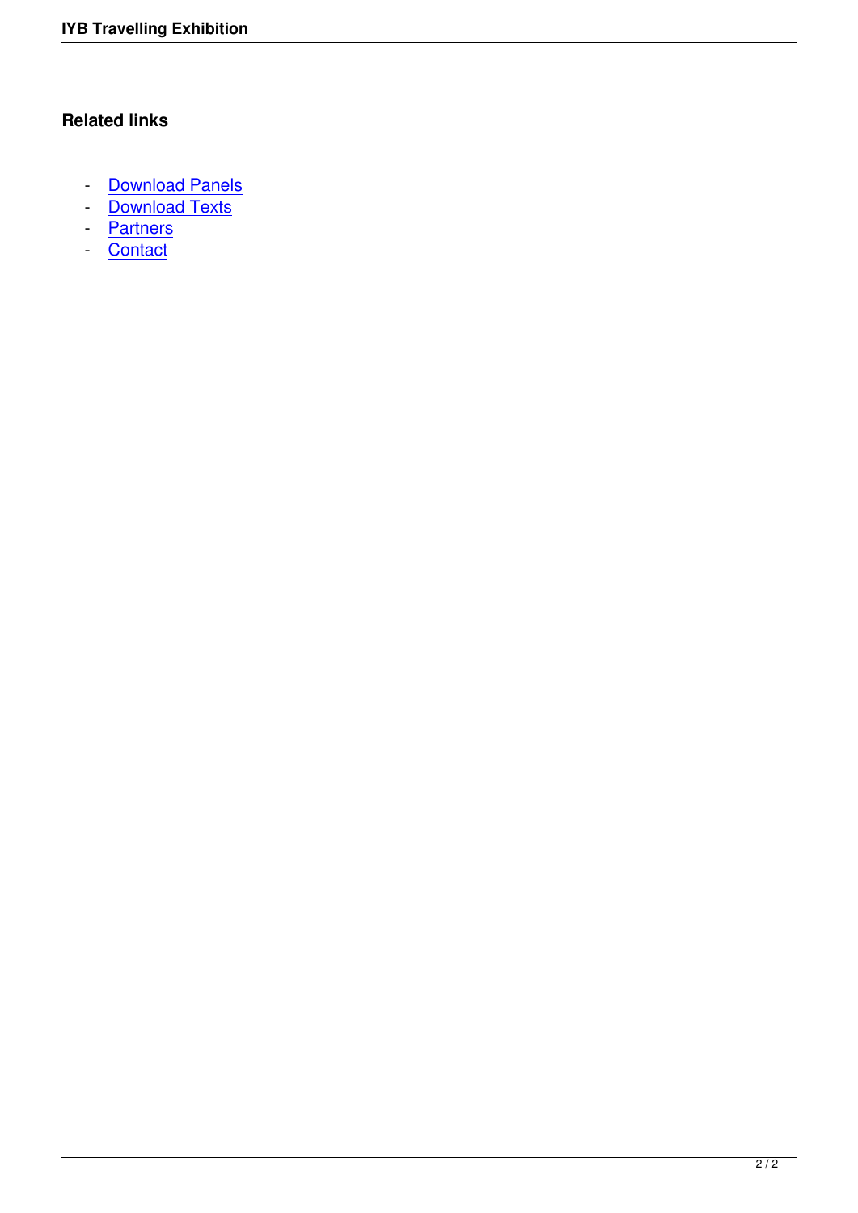### Related links

- Download Panels
- Download Texts
- Partners
- Contact